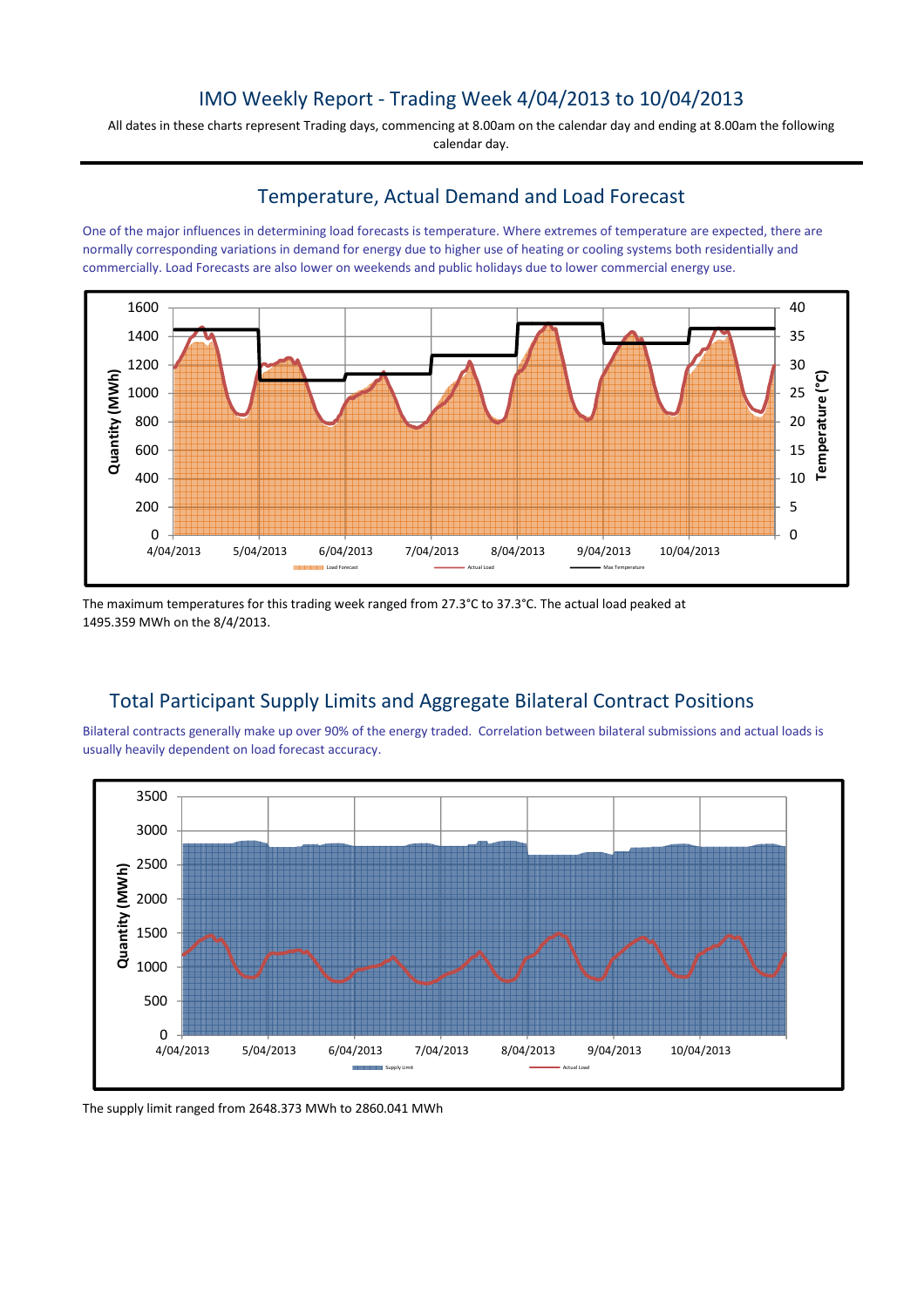# IMO Weekly Report - Trading Week 4/04/2013 to 10/04/2013

All dates in these charts represent Trading days, commencing at 8.00am on the calendar day and ending at 8.00am the following calendar day.

## Temperature, Actual Demand and Load Forecast

One of the major influences in determining load forecasts is temperature. Where extremes of temperature are expected, there are normally corresponding variations in demand for energy due to higher use of heating or cooling systems both residentially and commercially. Load Forecasts are also lower on weekends and public holidays due to lower commercial energy use.

The maximum temperatures for this trading week ranged from 27.3°C to 37.3°C. The actual load peaked at 1495.359 MWh on the 8/4/2013.

## Total Participant Supply Limits and Aggregate Bilateral Contract Positions

Bilateral contracts generally make up over 90% of the energy traded. Correlation between bilateral submissions and actual loads is usually heavily dependent on load forecast accuracy.

The supply limit ranged from 2648.373 MWh to 2860.041 MWh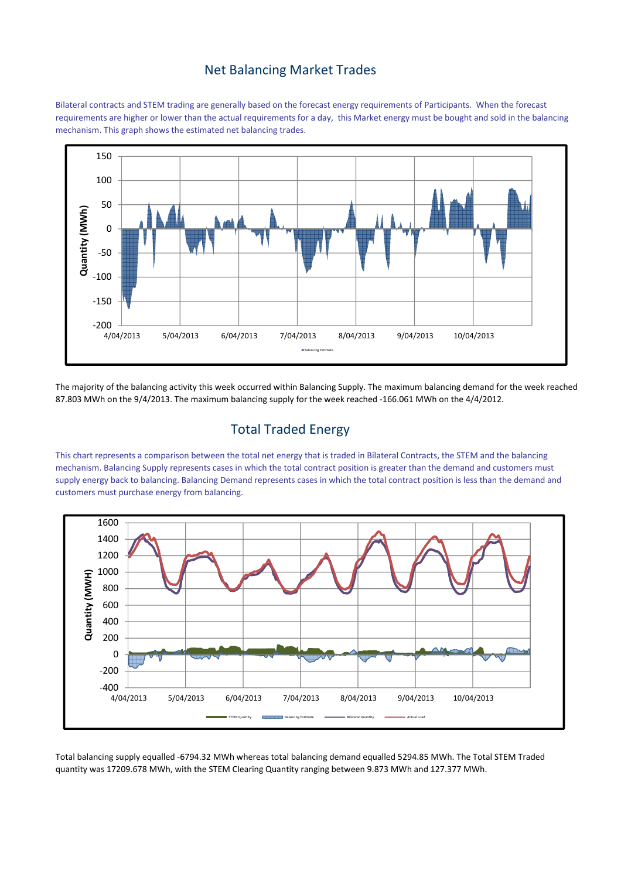## Net Balancing Market Trades

Bilateral contracts and STEM trading are generally based on the forecast energy requirements of Participants. When the forecast requirements are higher or lower than the actual requirements for a day, this Market energy must be bought and sold in the balancing mechanism. This graph shows the estimated net balancing trades.

The majority of the balancing activity this week occurred within Balancing Supply. The maximum balancing demand for the week reached 87.803 MWh on the 9/4/2013. The maximum balancing supply for the week reached -166.061 MWh on the 4/4/2012.

## Total Traded Energy

This chart represents a comparison between the total net energy that is traded in Bilateral Contracts, the STEM and the balancing mechanism. Balancing Supply represents cases in which the total contract position is greater than the demand and customers must supply energy back to balancing. Balancing Demand represents cases in which the total contract position is less than the demand and customers must purchase energy from balancing.

Total balancing supply equalled -6794.32 MWh whereas total balancing demand equalled 5294.85 MWh. The Total STEM Traded quantity was 17209.678 MWh, with the STEM Clearing Quantity ranging between 9.873 MWh and 127.377 MWh.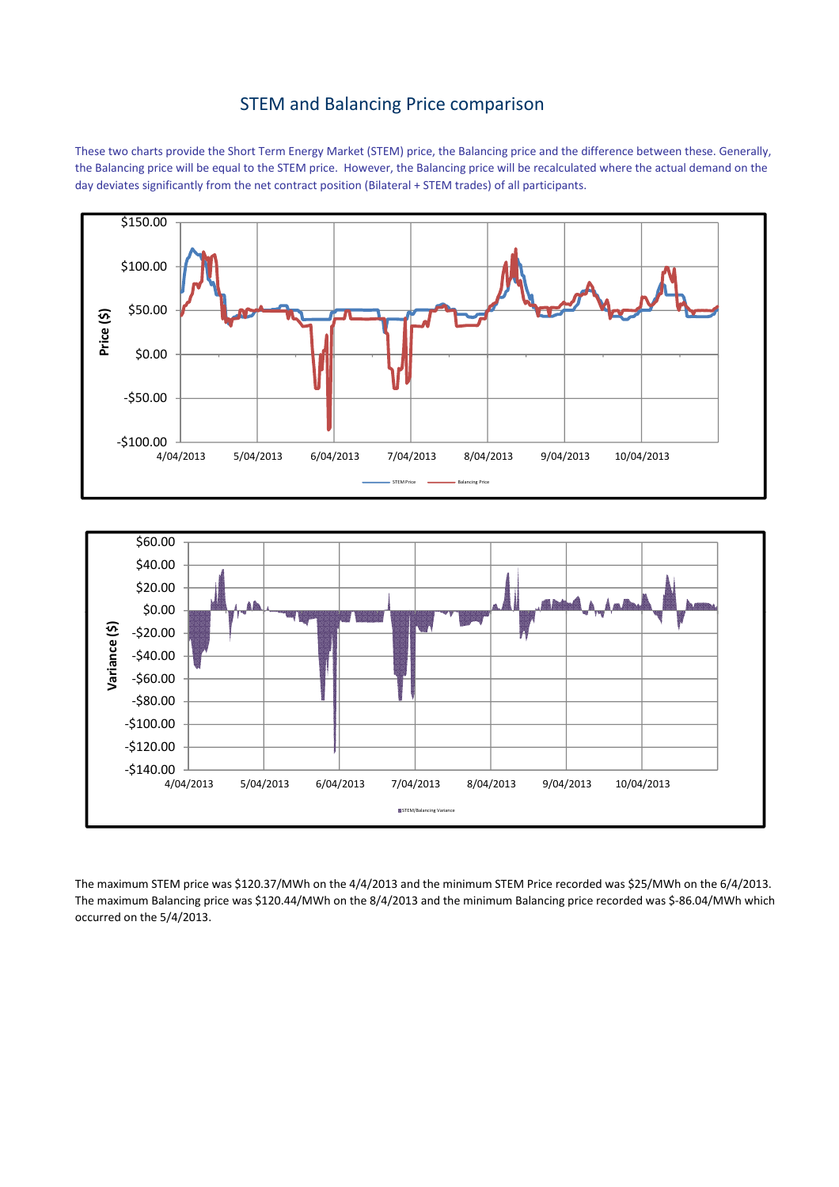# STEM and Balancing Price comparison

These two charts provide the Short Term Energy Market (STEM) price, the Balancing price and the difference between these. Generally, the Balancing price will be equal to the STEM price. However, the Balancing price will be recalculated where the actual demand on the day deviates significantly from the net contract position (Bilateral + STEM trades) of all participants.

Price ($)

$150.00
$100.00
$50.00
$0.00
-$50.00
-$100.00

4/04/2013 5/04/2013 6/04/2013 7/04/2013 8/04/2013 9/04/2013 10/04/2013

STEM Price
Balancing Price

Variance ($)

$60.00
$40.00
$20.00
$0.00
-$20.00
-$40.00
-$60.00
-$80.00
-$100.00
-$120.00
-$140.00

4/04/2013 5/04/2013 6/04/2013 7/04/2013 8/04/2013 9/04/2013 10/04/2013

STEM/Balancing Variance

The maximum STEM price was $120.37/MWh on the 4/4/2013 and the minimum STEM Price recorded was $25/MWh on the 6/4/2013. The maximum Balancing price was $120.44/MWh on the 8/4/2013 and the minimum Balancing price recorded was $-86.04/MWh which occurred on the 5/4/2013.